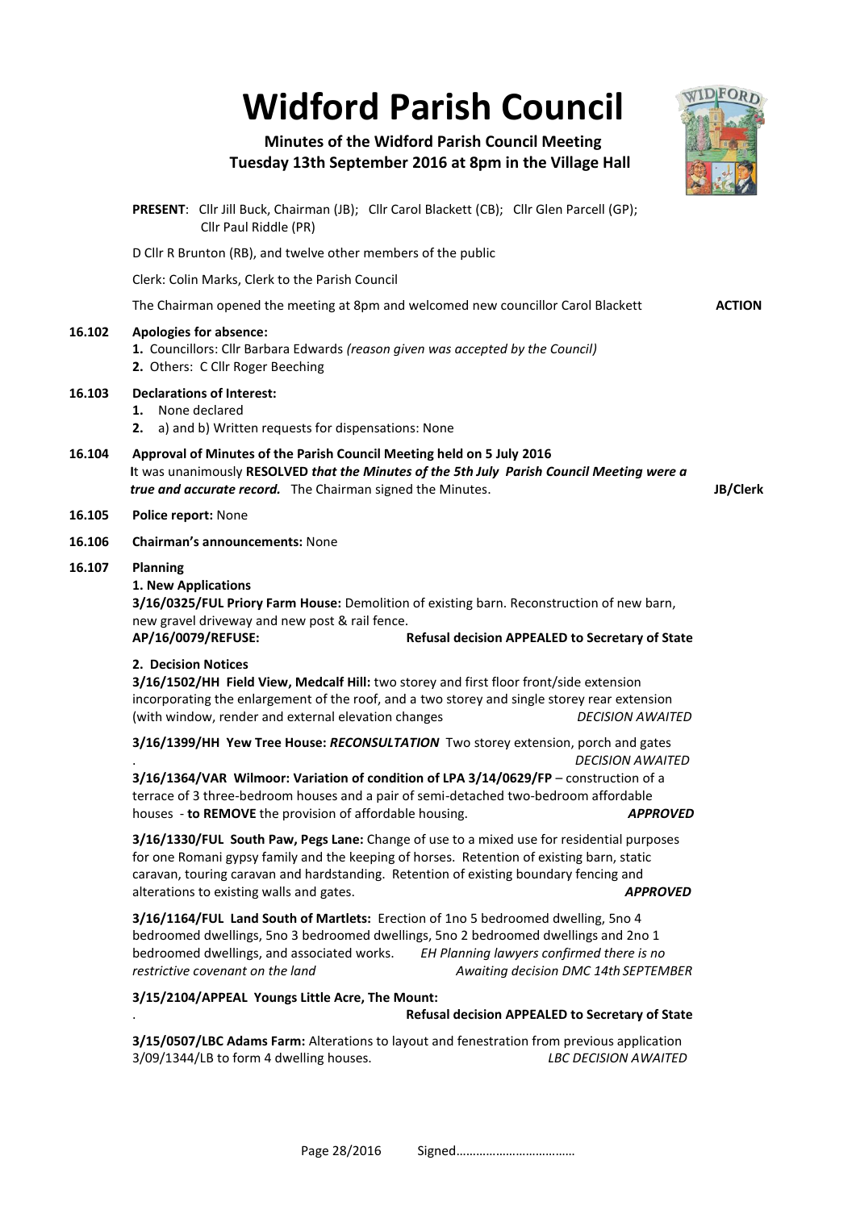# Widford Parish Council

**Minutes of the Widford Parish Council Meeting**
**Tuesday 13th September 2016 at 8pm in the Village Hall**

**PRESENT**: Cllr Jill Buck, Chairman (JB); Cllr Carol Blackett (CB); Cllr Glen Parcell (GP); Cllr Paul Riddle (PR)

D Cllr R Brunton (RB), and twelve other members of the public

Clerk: Colin Marks, Clerk to the Parish Council

The Chairman opened the meeting at 8pm and welcomed new councillor Carol Blackett **ACTION**

**16.102 Apologies for absence:**

1. Councillors: Cllr Barbara Edwards *(reason given was accepted by the Council)*
2. Others: C Cllr Roger Beeching

**16.103 Declarations of Interest:**

1. None declared
2. a) and b) Written requests for dispensations: None

**16.104 Approval of Minutes of the Parish Council Meeting held on 5 July 2016**

It was unanimously **RESOLVED *that the Minutes of the 5th July Parish Council Meeting were a true and accurate record.*** The Chairman signed the Minutes. **JB/Clerk**

**16.105 Police report:** None

**16.106 Chairman's announcements:** None

**16.107 Planning**

**1. New Applications**

**3/16/0325/FUL Priory Farm House:** Demolition of existing barn. Reconstruction of new barn, new gravel driveway and new post & rail fence.
**AP/16/0079/REFUSE: Refusal decision APPEALED to Secretary of State**

**2. Decision Notices**

**3/16/1502/HH Field View, Medcalf Hill:** two storey and first floor front/side extension incorporating the enlargement of the roof, and a two storey and single storey rear extension (with window, render and external elevation changes *DECISION AWAITED*

**3/16/1399/HH Yew Tree House: *RECONSULTATION*** Two storey extension, porch and gates
. *DECISION AWAITED*

**3/16/1364/VAR Wilmoor: Variation of condition of LPA 3/14/0629/FP** – construction of a terrace of 3 three-bedroom houses and a pair of semi-detached two-bedroom affordable houses - **to REMOVE** the provision of affordable housing. ***APPROVED***

**3/16/1330/FUL South Paw, Pegs Lane:** Change of use to a mixed use for residential purposes for one Romani gypsy family and the keeping of horses. Retention of existing barn, static caravan, touring caravan and hardstanding. Retention of existing boundary fencing and alterations to existing walls and gates. ***APPROVED***

**3/16/1164/FUL Land South of Martlets:** Erection of 1no 5 bedroomed dwelling, 5no 4 bedroomed dwellings, 5no 3 bedroomed dwellings, 5no 2 bedroomed dwellings and 2no 1 bedroomed dwellings, and associated works. *EH Planning lawyers confirmed there is no restrictive covenant on the land Awaiting decision DMC 14th SEPTEMBER*

**3/15/2104/APPEAL Youngs Little Acre, The Mount:**
. **Refusal decision APPEALED to Secretary of State**

**3/15/0507/LBC Adams Farm:** Alterations to layout and fenestration from previous application 3/09/1344/LB to form 4 dwelling houses. *LBC DECISION AWAITED*

Page 28/2016 Signed………………………………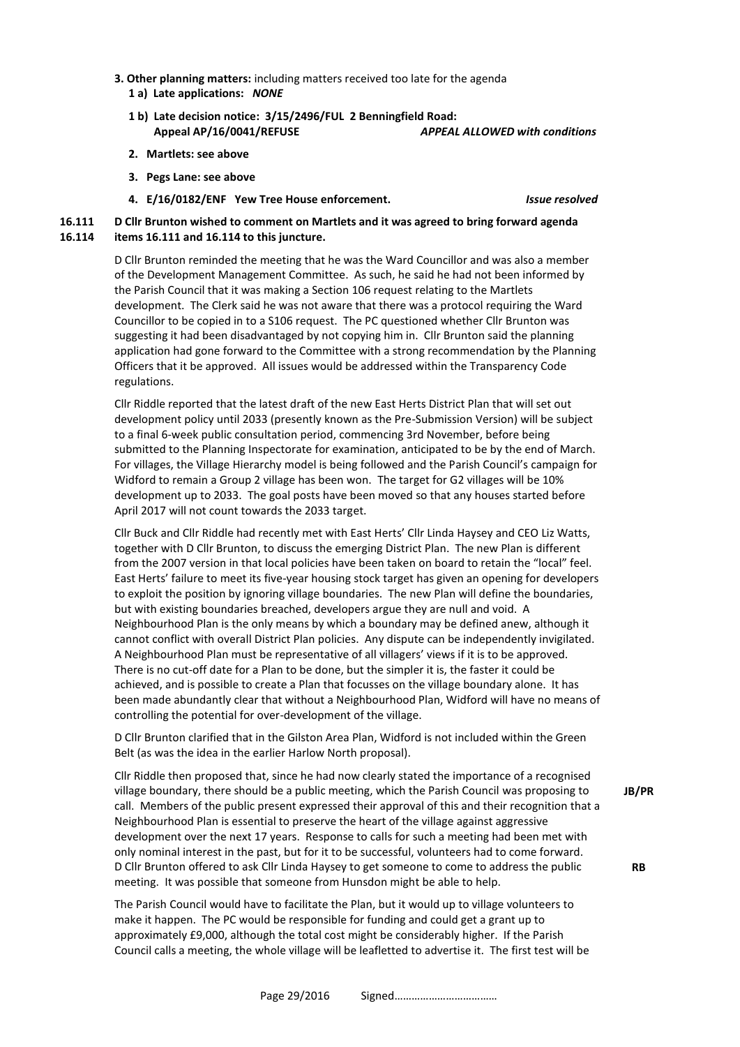**3. Other planning matters:** including matters received too late for the agenda

**1 a) Late applications:** ***NONE***

**1 b) Late decision notice: 3/15/2496/FUL 2 Benningfield Road: Appeal AP/16/0041/REFUSE** ***APPEAL ALLOWED with conditions***

**2. Martlets: see above**

**3. Pegs Lane: see above**

**4. E/16/0182/ENF Yew Tree House enforcement.** ***Issue resolved***

**16.111 16.114 D Cllr Brunton wished to comment on Martlets and it was agreed to bring forward agenda items 16.111 and 16.114 to this juncture.**

D Cllr Brunton reminded the meeting that he was the Ward Councillor and was also a member of the Development Management Committee. As such, he said he had not been informed by the Parish Council that it was making a Section 106 request relating to the Martlets development. The Clerk said he was not aware that there was a protocol requiring the Ward Councillor to be copied in to a S106 request. The PC questioned whether Cllr Brunton was suggesting it had been disadvantaged by not copying him in. Cllr Brunton said the planning application had gone forward to the Committee with a strong recommendation by the Planning Officers that it be approved. All issues would be addressed within the Transparency Code regulations.

Cllr Riddle reported that the latest draft of the new East Herts District Plan that will set out development policy until 2033 (presently known as the Pre-Submission Version) will be subject to a final 6-week public consultation period, commencing 3rd November, before being submitted to the Planning Inspectorate for examination, anticipated to be by the end of March. For villages, the Village Hierarchy model is being followed and the Parish Council's campaign for Widford to remain a Group 2 village has been won. The target for G2 villages will be 10% development up to 2033. The goal posts have been moved so that any houses started before April 2017 will not count towards the 2033 target.

Cllr Buck and Cllr Riddle had recently met with East Herts' Cllr Linda Haysey and CEO Liz Watts, together with D Cllr Brunton, to discuss the emerging District Plan. The new Plan is different from the 2007 version in that local policies have been taken on board to retain the "local" feel. East Herts' failure to meet its five-year housing stock target has given an opening for developers to exploit the position by ignoring village boundaries. The new Plan will define the boundaries, but with existing boundaries breached, developers argue they are null and void. A Neighbourhood Plan is the only means by which a boundary may be defined anew, although it cannot conflict with overall District Plan policies. Any dispute can be independently invigilated. A Neighbourhood Plan must be representative of all villagers' views if it is to be approved. There is no cut-off date for a Plan to be done, but the simpler it is, the faster it could be achieved, and is possible to create a Plan that focusses on the village boundary alone. It has been made abundantly clear that without a Neighbourhood Plan, Widford will have no means of controlling the potential for over-development of the village.

D Cllr Brunton clarified that in the Gilston Area Plan, Widford is not included within the Green Belt (as was the idea in the earlier Harlow North proposal).

Cllr Riddle then proposed that, since he had now clearly stated the importance of a recognised village boundary, there should be a public meeting, which the Parish Council was proposing to call. Members of the public present expressed their approval of this and their recognition that a Neighbourhood Plan is essential to preserve the heart of the village against aggressive development over the next 17 years. Response to calls for such a meeting had been met with only nominal interest in the past, but for it to be successful, volunteers had to come forward. D Cllr Brunton offered to ask Cllr Linda Haysey to get someone to come to address the public meeting. It was possible that someone from Hunsdon might be able to help. **JB/PR** **RB**

The Parish Council would have to facilitate the Plan, but it would up to village volunteers to make it happen. The PC would be responsible for funding and could get a grant up to approximately £9,000, although the total cost might be considerably higher. If the Parish Council calls a meeting, the whole village will be leafletted to advertise it. The first test will be

Page 29/2016 Signed………………………………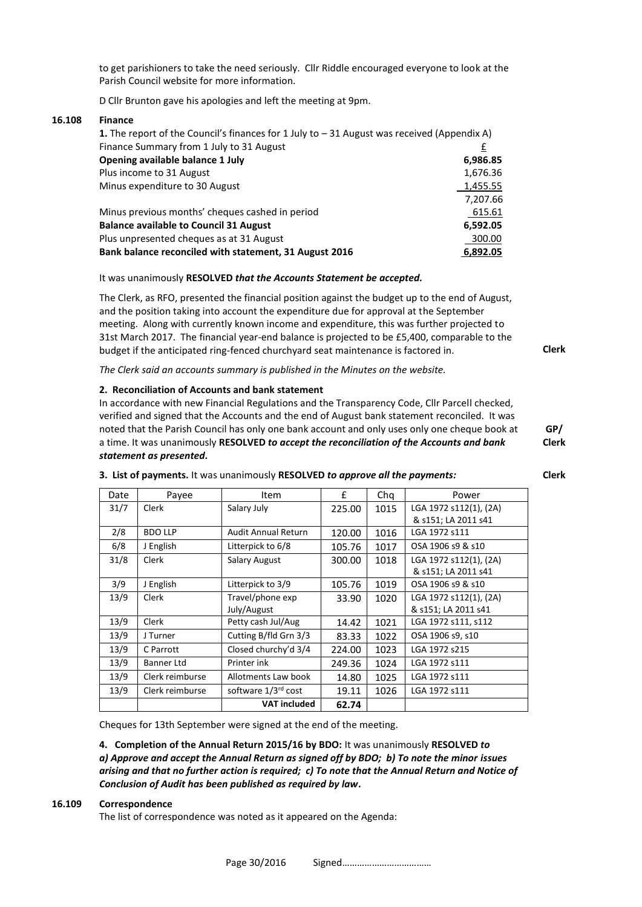to get parishioners to take the need seriously. Cllr Riddle encouraged everyone to look at the Parish Council website for more information.

D Cllr Brunton gave his apologies and left the meeting at 9pm.

**16.108 Finance**

**1.** The report of the Council's finances for 1 July to – 31 August was received (Appendix A)

| Finance Summary from 1 July to 31 August | £ |
|---|---|
| **Opening available balance 1 July** | **6,986.85** |
| Plus income to 31 August | 1,676.36 |
| Minus expenditure to 30 August | 1,455.55 |
| | 7,207.66 |
| Minus previous months' cheques cashed in period | 615.61 |
| **Balance available to Council 31 August** | **6,592.05** |
| Plus unpresented cheques as at 31 August | 300.00 |
| **Bank balance reconciled with statement, 31 August 2016** | **6,892.05** |

It was unanimously **RESOLVED *that the Accounts Statement be accepted.***

The Clerk, as RFO, presented the financial position against the budget up to the end of August, and the position taking into account the expenditure due for approval at the September meeting. Along with currently known income and expenditure, this was further projected to 31st March 2017. The financial year-end balance is projected to be £5,400, comparable to the budget if the anticipated ring-fenced churchyard seat maintenance is factored in. **Clerk**

*The Clerk said an accounts summary is published in the Minutes on the website.*

**2. Reconciliation of Accounts and bank statement**

In accordance with new Financial Regulations and the Transparency Code, Cllr Parcell checked, verified and signed that the Accounts and the end of August bank statement reconciled. It was noted that the Parish Council has only one bank account and only uses only one cheque book at a time. It was unanimously **RESOLVED *to accept the reconciliation of the Accounts and bank statement as presented.*** **GP/ Clerk**

**3. List of payments.** It was unanimously **RESOLVED *to approve all the payments:*** **Clerk**

| Date | Payee | Item | £ | Chq | Power |
|---|---|---|---|---|---|
| 31/7 | Clerk | Salary July | 225.00 | 1015 | LGA 1972 s112(1), (2A) & s151; LA 2011 s41 |
| 2/8 | BDO LLP | Audit Annual Return | 120.00 | 1016 | LGA 1972 s111 |
| 6/8 | J English | Litterpick to 6/8 | 105.76 | 1017 | OSA 1906 s9 & s10 |
| 31/8 | Clerk | Salary August | 300.00 | 1018 | LGA 1972 s112(1), (2A) & s151; LA 2011 s41 |
| 3/9 | J English | Litterpick to 3/9 | 105.76 | 1019 | OSA 1906 s9 & s10 |
| 13/9 | Clerk | Travel/phone exp July/August | 33.90 | 1020 | LGA 1972 s112(1), (2A) & s151; LA 2011 s41 |
| 13/9 | Clerk | Petty cash Jul/Aug | 14.42 | 1021 | LGA 1972 s111, s112 |
| 13/9 | J Turner | Cutting B/fld Grn 3/3 | 83.33 | 1022 | OSA 1906 s9, s10 |
| 13/9 | C Parrott | Closed churchy'd 3/4 | 224.00 | 1023 | LGA 1972 s215 |
| 13/9 | Banner Ltd | Printer ink | 249.36 | 1024 | LGA 1972 s111 |
| 13/9 | Clerk reimburse | Allotments Law book | 14.80 | 1025 | LGA 1972 s111 |
| 13/9 | Clerk reimburse | software 1/3rd cost | 19.11 | 1026 | LGA 1972 s111 |
| | | **VAT included** | **62.74** | | |

Cheques for 13th September were signed at the end of the meeting.

**4. Completion of the Annual Return 2015/16 by BDO:** It was unanimously **RESOLVED *to a) Approve and accept the Annual Return as signed off by BDO; b) To note the minor issues arising and that no further action is required; c) To note that the Annual Return and Notice of Conclusion of Audit has been published as required by law.***

**16.109 Correspondence**

The list of correspondence was noted as it appeared on the Agenda:

Signed………………………………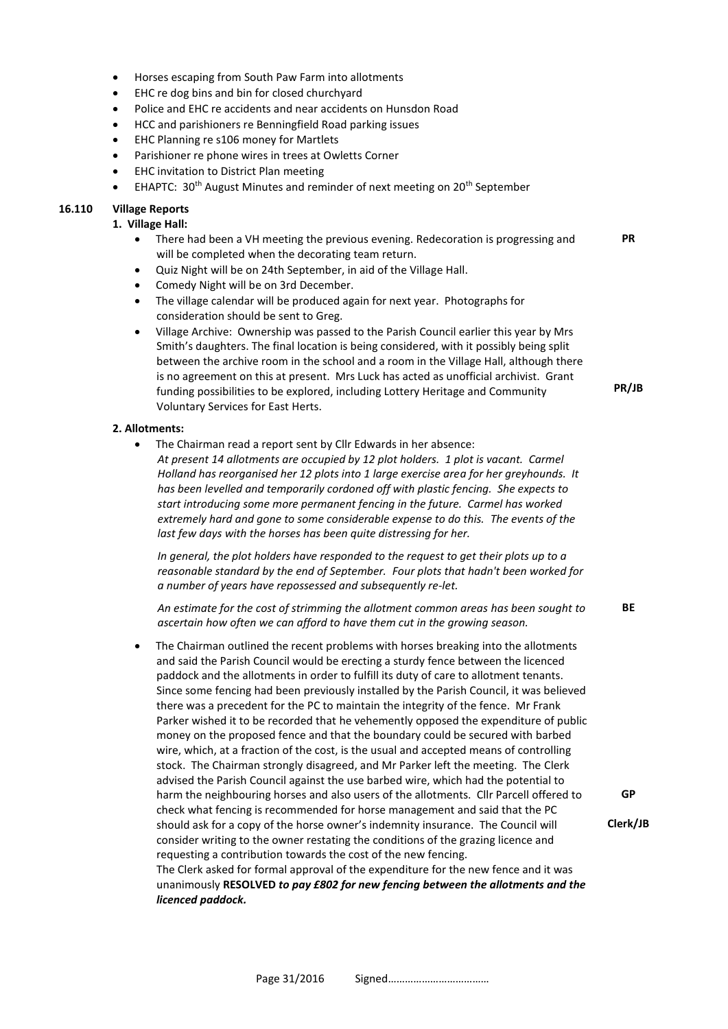- Horses escaping from South Paw Farm into allotments
- EHC re dog bins and bin for closed churchyard
- Police and EHC re accidents and near accidents on Hunsdon Road
- HCC and parishioners re Benningfield Road parking issues
- EHC Planning re s106 money for Martlets
- Parishioner re phone wires in trees at Owletts Corner
- EHC invitation to District Plan meeting
- EHAPTC: 30th August Minutes and reminder of next meeting on 20th September

**16.110 Village Reports**

**1. Village Hall:**

- There had been a VH meeting the previous evening. Redecoration is progressing and will be completed when the decorating team return. **PR**
- Quiz Night will be on 24th September, in aid of the Village Hall.
- Comedy Night will be on 3rd December.
- The village calendar will be produced again for next year. Photographs for consideration should be sent to Greg.
- Village Archive: Ownership was passed to the Parish Council earlier this year by Mrs Smith's daughters. The final location is being considered, with it possibly being split between the archive room in the school and a room in the Village Hall, although there is no agreement on this at present. Mrs Luck has acted as unofficial archivist. Grant funding possibilities to be explored, including Lottery Heritage and Community Voluntary Services for East Herts. **PR/JB**

**2. Allotments:**

- The Chairman read a report sent by Cllr Edwards in her absence:

  *At present 14 allotments are occupied by 12 plot holders. 1 plot is vacant. Carmel Holland has reorganised her 12 plots into 1 large exercise area for her greyhounds. It has been levelled and temporarily cordoned off with plastic fencing. She expects to start introducing some more permanent fencing in the future. Carmel has worked extremely hard and gone to some considerable expense to do this. The events of the last few days with the horses has been quite distressing for her.*

  *In general, the plot holders have responded to the request to get their plots up to a reasonable standard by the end of September. Four plots that hadn't been worked for a number of years have repossessed and subsequently re-let.*

  *An estimate for the cost of strimming the allotment common areas has been sought to ascertain how often we can afford to have them cut in the growing season.* **BE**

- The Chairman outlined the recent problems with horses breaking into the allotments and said the Parish Council would be erecting a sturdy fence between the licenced paddock and the allotments in order to fulfill its duty of care to allotment tenants. Since some fencing had been previously installed by the Parish Council, it was believed there was a precedent for the PC to maintain the integrity of the fence. Mr Frank Parker wished it to be recorded that he vehemently opposed the expenditure of public money on the proposed fence and that the boundary could be secured with barbed wire, which, at a fraction of the cost, is the usual and accepted means of controlling stock. The Chairman strongly disagreed, and Mr Parker left the meeting. The Clerk advised the Parish Council against the use barbed wire, which had the potential to harm the neighbouring horses and also users of the allotments. Cllr Parcell offered to check what fencing is recommended for horse management and said that the PC should ask for a copy of the horse owner's indemnity insurance. The Council will consider writing to the owner restating the conditions of the grazing licence and requesting a contribution towards the cost of the new fencing. **GP** **Clerk/JB**

  The Clerk asked for formal approval of the expenditure for the new fence and it was unanimously **RESOLVED *to pay £802 for new fencing between the allotments and the licenced paddock.***

Signed………………………………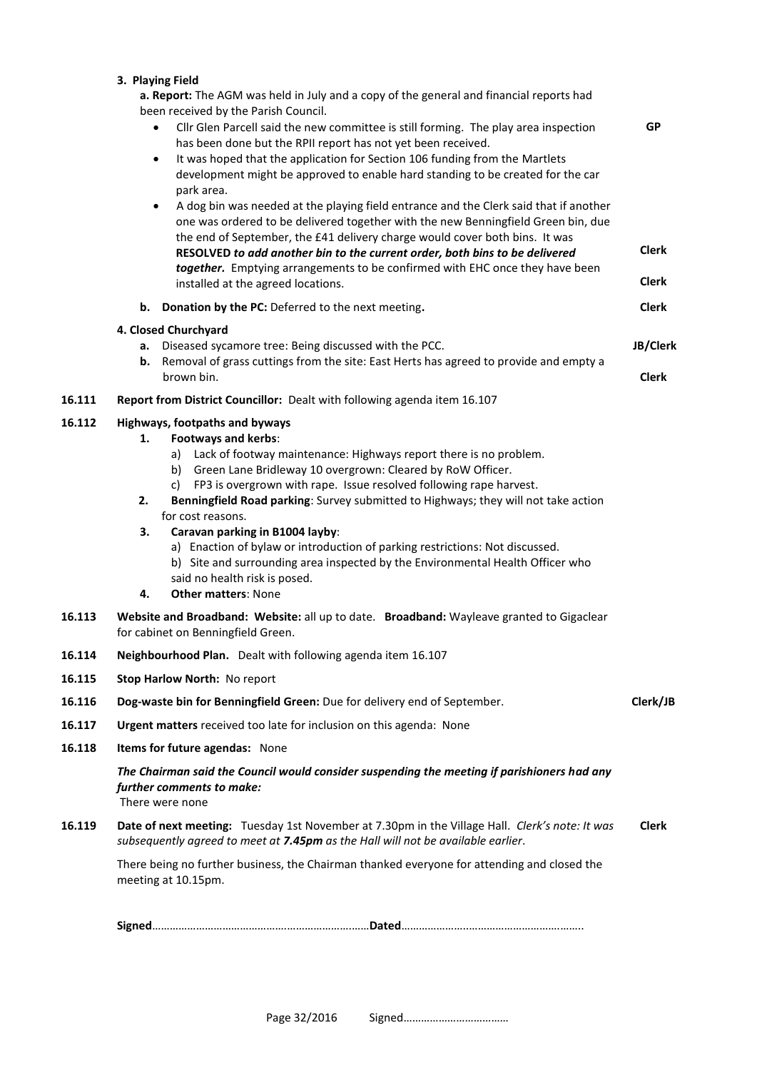**3. Playing Field**

**a. Report:** The AGM was held in July and a copy of the general and financial reports had been received by the Parish Council.

- Cllr Glen Parcell said the new committee is still forming. The play area inspection has been done but the RPII report has not yet been received. **GP**
- It was hoped that the application for Section 106 funding from the Martlets development might be approved to enable hard standing to be created for the car park area.
- A dog bin was needed at the playing field entrance and the Clerk said that if another one was ordered to be delivered together with the new Benningfield Green bin, due the end of September, the £41 delivery charge would cover both bins. It was **RESOLVED** ***to add another bin to the current order, both bins to be delivered together.*** Emptying arrangements to be confirmed with EHC once they have been installed at the agreed locations. **Clerk** **Clerk**

**b. Donation by the PC:** Deferred to the next meeting. **Clerk**

**4. Closed Churchyard**

**a.** Diseased sycamore tree: Being discussed with the PCC. **JB/Clerk**

**b.** Removal of grass cuttings from the site: East Herts has agreed to provide and empty a brown bin. **Clerk**

**16.111** **Report from District Councillor:** Dealt with following agenda item 16.107

**16.112** **Highways, footpaths and byways**

1. **Footways and kerbs**:
   a) Lack of footway maintenance: Highways report there is no problem.
   b) Green Lane Bridleway 10 overgrown: Cleared by RoW Officer.
   c) FP3 is overgrown with rape. Issue resolved following rape harvest.
2. **Benningfield Road parking**: Survey submitted to Highways; they will not take action for cost reasons.
3. **Caravan parking in B1004 layby**:
   a) Enaction of bylaw or introduction of parking restrictions: Not discussed.
   b) Site and surrounding area inspected by the Environmental Health Officer who said no health risk is posed.
4. **Other matters**: None

**16.113** **Website and Broadband: Website:** all up to date. **Broadband:** Wayleave granted to Gigaclear for cabinet on Benningfield Green.

**16.114** **Neighbourhood Plan.** Dealt with following agenda item 16.107

**16.115** **Stop Harlow North:** No report

**16.116** **Dog-waste bin for Benningfield Green:** Due for delivery end of September. **Clerk/JB**

**16.117** **Urgent matters** received too late for inclusion on this agenda: None

**16.118** **Items for future agendas:** None

***The Chairman said the Council would consider suspending the meeting if parishioners had any further comments to make:***

There were none

**16.119** **Date of next meeting:** Tuesday 1st November at 7.30pm in the Village Hall. *Clerk's note: It was subsequently agreed to meet at **7.45pm** as the Hall will not be available earlier*. **Clerk**

There being no further business, the Chairman thanked everyone for attending and closed the meeting at 10.15pm.

**Signed**…………………………………………………………………**Dated**……………………………………………………..